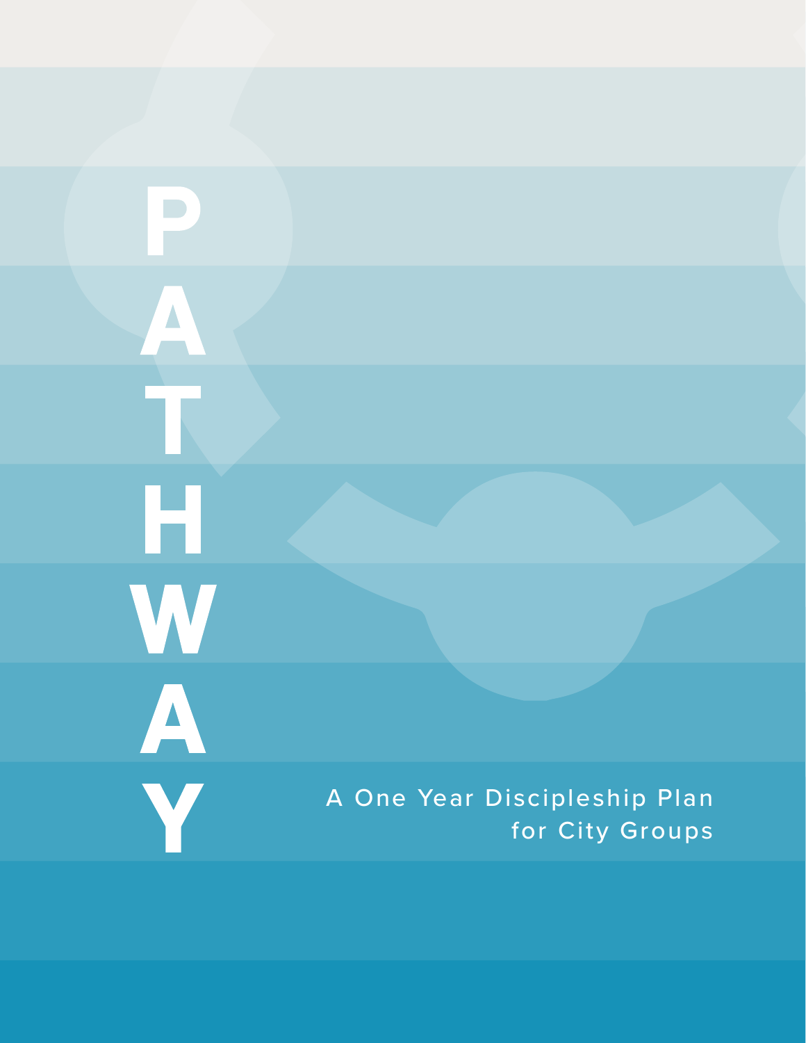# PATHWAY

A One Year Discipleship Plan for City Groups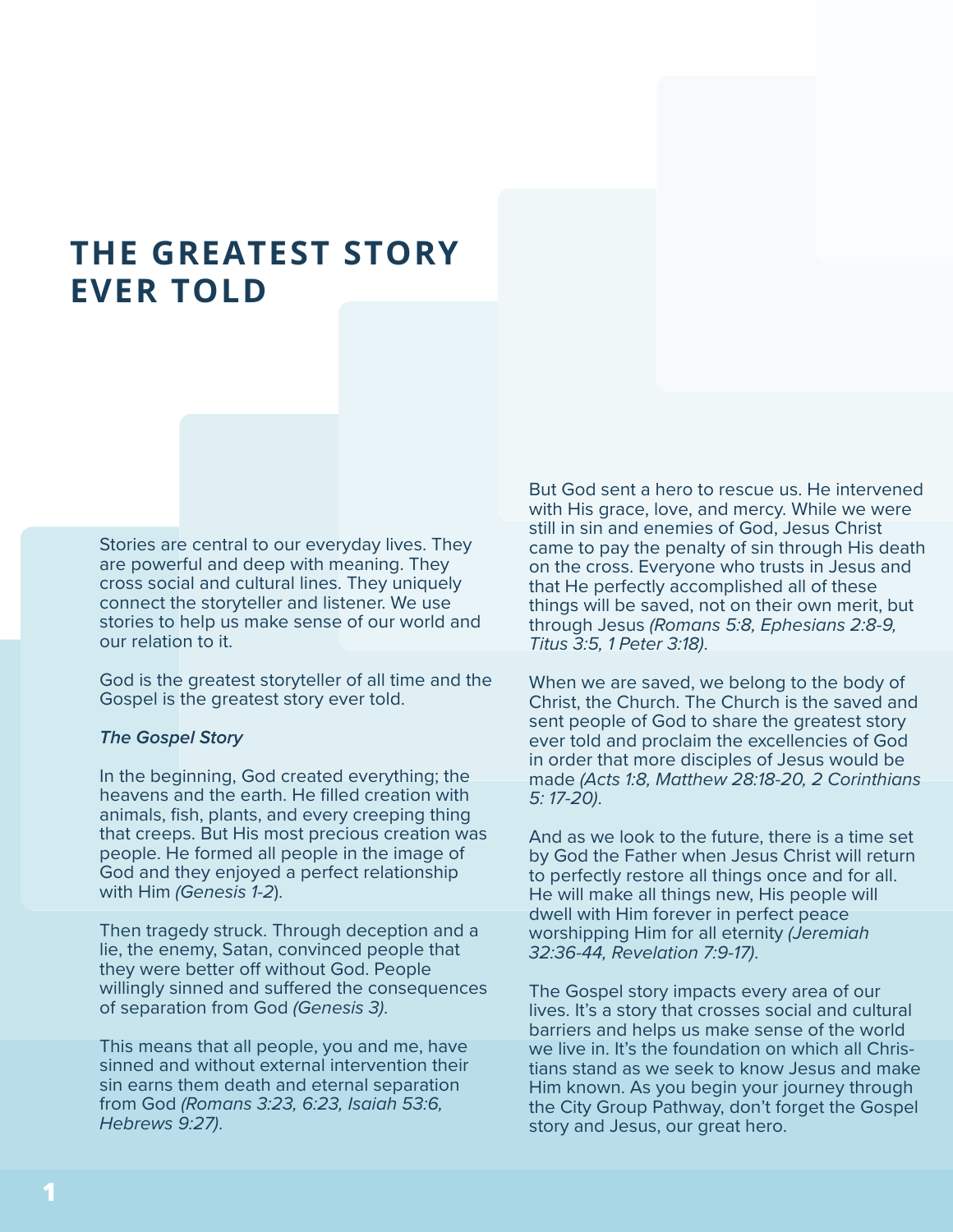# THE GREATEST STORY EVER TOLD

Stories are central to our everyday lives. They are powerful and deep with meaning. They cross social and cultural lines. They uniquely connect the storyteller and listener. We use stories to help us make sense of our world and our relation to it.

God is the greatest storyteller of all time and the Gospel is the greatest story ever told.

***The Gospel Story***

In the beginning, God created everything; the heavens and the earth. He filled creation with animals, fish, plants, and every creeping thing that creeps. But His most precious creation was people. He formed all people in the image of God and they enjoyed a perfect relationship with Him *(Genesis 1-2)*.

Then tragedy struck. Through deception and a lie, the enemy, Satan, convinced people that they were better off without God. People willingly sinned and suffered the consequences of separation from God *(Genesis 3)*.

This means that all people, you and me, have sinned and without external intervention their sin earns them death and eternal separation from God *(Romans 3:23, 6:23, Isaiah 53:6, Hebrews 9:27)*.

But God sent a hero to rescue us. He intervened with His grace, love, and mercy. While we were still in sin and enemies of God, Jesus Christ came to pay the penalty of sin through His death on the cross. Everyone who trusts in Jesus and that He perfectly accomplished all of these things will be saved, not on their own merit, but through Jesus *(Romans 5:8, Ephesians 2:8-9, Titus 3:5, 1 Peter 3:18)*.

When we are saved, we belong to the body of Christ, the Church. The Church is the saved and sent people of God to share the greatest story ever told and proclaim the excellencies of God in order that more disciples of Jesus would be made *(Acts 1:8, Matthew 28:18-20, 2 Corinthians 5: 17-20)*.

And as we look to the future, there is a time set by God the Father when Jesus Christ will return to perfectly restore all things once and for all. He will make all things new, His people will dwell with Him forever in perfect peace worshipping Him for all eternity *(Jeremiah 32:36-44, Revelation 7:9-17)*.

The Gospel story impacts every area of our lives. It's a story that crosses social and cultural barriers and helps us make sense of the world we live in. It's the foundation on which all Christians stand as we seek to know Jesus and make Him known. As you begin your journey through the City Group Pathway, don't forget the Gospel story and Jesus, our great hero.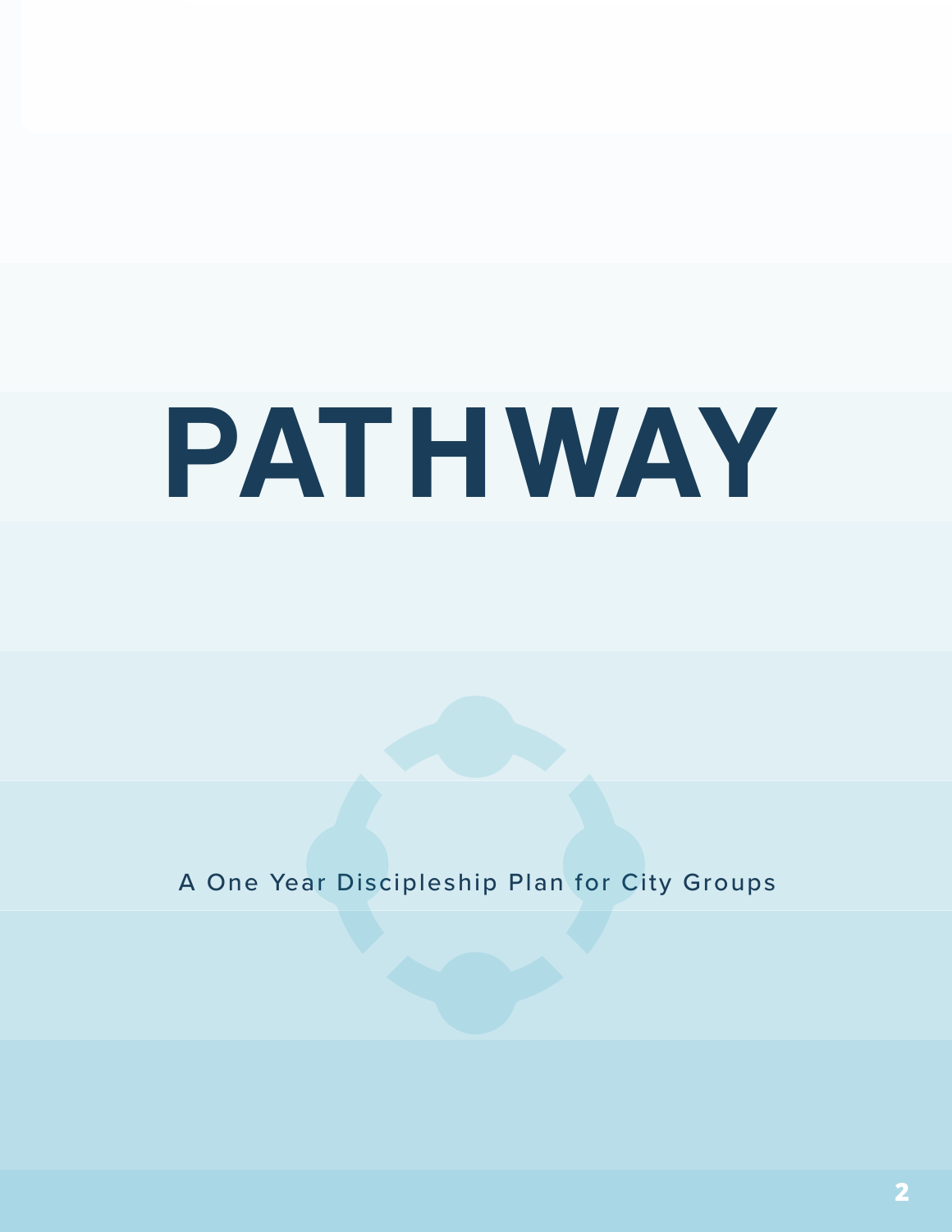# PATHWAY

A One Year Discipleship Plan for City Groups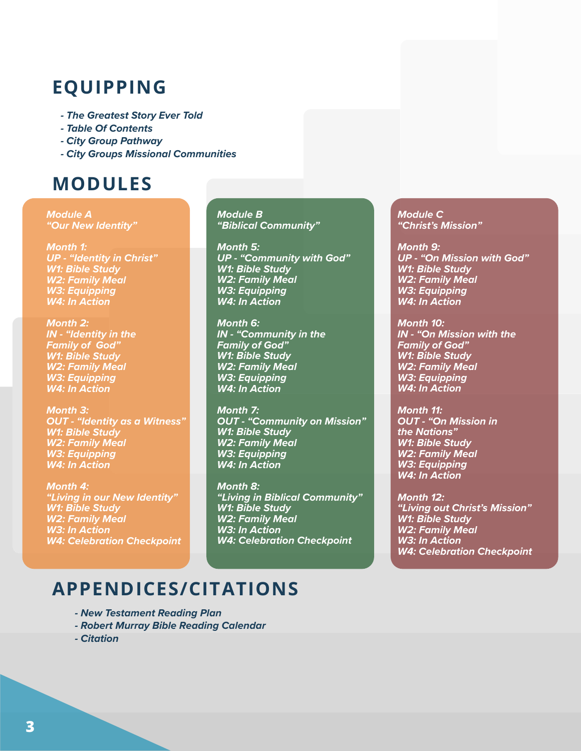## EQUIPPING

- *The Greatest Story Ever Told*
- *Table Of Contents*
- *City Group Pathway*
- *City Groups Missional Communities*

## MODULES

***Module A***
***"Our New Identity"***

***Month 1:***
***UP - "Identity in Christ"***
***W1: Bible Study***
***W2: Family Meal***
***W3: Equipping***
***W4: In Action***

***Month 2:***
***IN - "Identity in the Family of God"***
***W1: Bible Study***
***W2: Family Meal***
***W3: Equipping***
***W4: In Action***

***Month 3:***
***OUT - "Identity as a Witness"***
***W1: Bible Study***
***W2: Family Meal***
***W3: Equipping***
***W4: In Action***

***Month 4:***
***"Living in our New Identity"***
***W1: Bible Study***
***W2: Family Meal***
***W3: In Action***
***W4: Celebration Checkpoint***

***Module B***
***"Biblical Community"***

***Month 5:***
***UP - "Community with God"***
***W1: Bible Study***
***W2: Family Meal***
***W3: Equipping***
***W4: In Action***

***Month 6:***
***IN - "Community in the Family of God"***
***W1: Bible Study***
***W2: Family Meal***
***W3: Equipping***
***W4: In Action***

***Month 7:***
***OUT - "Community on Mission"***
***W1: Bible Study***
***W2: Family Meal***
***W3: Equipping***
***W4: In Action***

***Month 8:***
***"Living in Biblical Community"***
***W1: Bible Study***
***W2: Family Meal***
***W3: In Action***
***W4: Celebration Checkpoint***

***Module C***
***"Christ's Mission"***

***Month 9:***
***UP - "On Mission with God"***
***W1: Bible Study***
***W2: Family Meal***
***W3: Equipping***
***W4: In Action***

***Month 10:***
***IN - "On Mission with the Family of God"***
***W1: Bible Study***
***W2: Family Meal***
***W3: Equipping***
***W4: In Action***

***Month 11:***
***OUT - "On Mission in the Nations"***
***W1: Bible Study***
***W2: Family Meal***
***W3: Equipping***
***W4: In Action***

***Month 12:***
***"Living out Christ's Mission"***
***W1: Bible Study***
***W2: Family Meal***
***W3: In Action***
***W4: Celebration Checkpoint***

## APPENDICES/CITATIONS

- *New Testament Reading Plan*
- *Robert Murray Bible Reading Calendar*
- *Citation*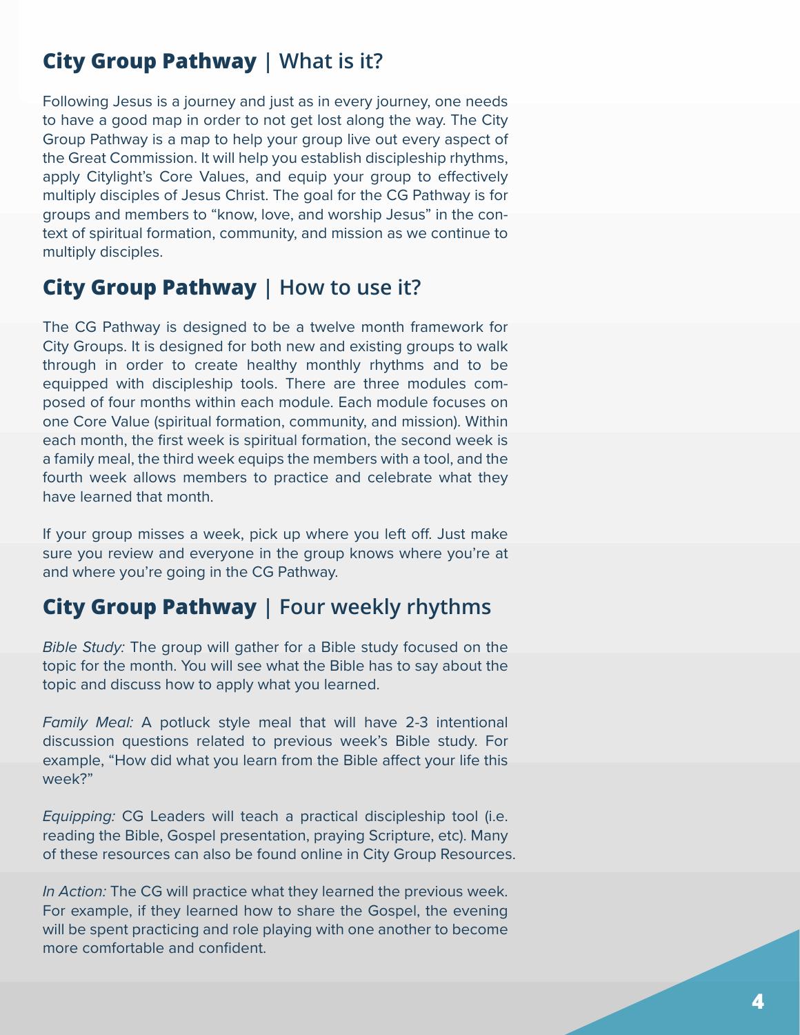## **City Group Pathway** | What is it?

Following Jesus is a journey and just as in every journey, one needs to have a good map in order to not get lost along the way. The City Group Pathway is a map to help your group live out every aspect of the Great Commission. It will help you establish discipleship rhythms, apply Citylight's Core Values, and equip your group to effectively multiply disciples of Jesus Christ. The goal for the CG Pathway is for groups and members to "know, love, and worship Jesus" in the context of spiritual formation, community, and mission as we continue to multiply disciples.

## **City Group Pathway** | How to use it?

The CG Pathway is designed to be a twelve month framework for City Groups. It is designed for both new and existing groups to walk through in order to create healthy monthly rhythms and to be equipped with discipleship tools. There are three modules composed of four months within each module. Each module focuses on one Core Value (spiritual formation, community, and mission). Within each month, the first week is spiritual formation, the second week is a family meal, the third week equips the members with a tool, and the fourth week allows members to practice and celebrate what they have learned that month.

If your group misses a week, pick up where you left off. Just make sure you review and everyone in the group knows where you're at and where you're going in the CG Pathway.

## **City Group Pathway** | Four weekly rhythms

*Bible Study:* The group will gather for a Bible study focused on the topic for the month. You will see what the Bible has to say about the topic and discuss how to apply what you learned.

*Family Meal:* A potluck style meal that will have 2-3 intentional discussion questions related to previous week's Bible study. For example, "How did what you learn from the Bible affect your life this week?"

*Equipping:* CG Leaders will teach a practical discipleship tool (i.e. reading the Bible, Gospel presentation, praying Scripture, etc). Many of these resources can also be found online in City Group Resources.

*In Action:* The CG will practice what they learned the previous week. For example, if they learned how to share the Gospel, the evening will be spent practicing and role playing with one another to become more comfortable and confident.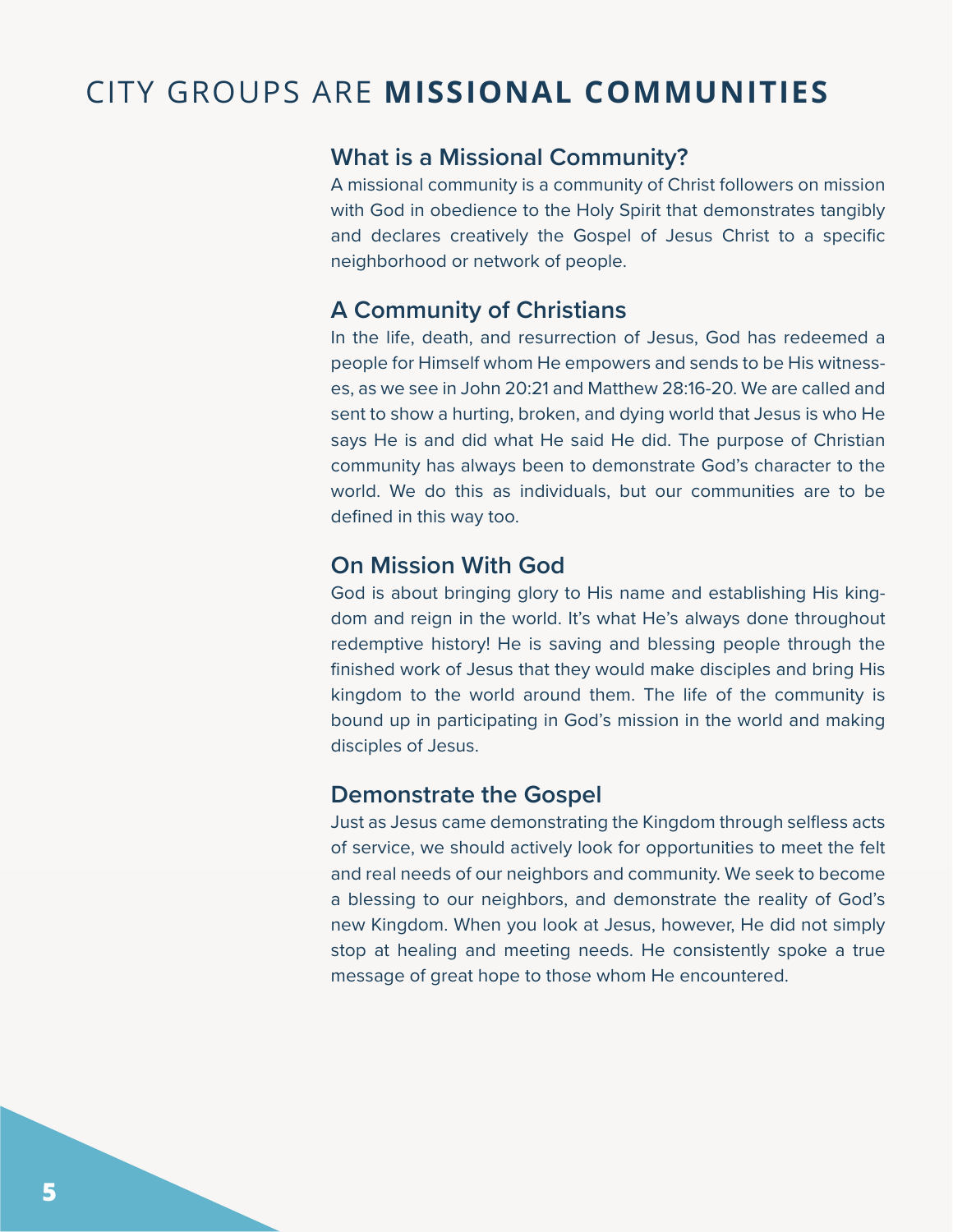# CITY GROUPS ARE **MISSIONAL COMMUNITIES**

### What is a Missional Community?

A missional community is a community of Christ followers on mission with God in obedience to the Holy Spirit that demonstrates tangibly and declares creatively the Gospel of Jesus Christ to a specific neighborhood or network of people.

### A Community of Christians

In the life, death, and resurrection of Jesus, God has redeemed a people for Himself whom He empowers and sends to be His witnesses, as we see in John 20:21 and Matthew 28:16-20. We are called and sent to show a hurting, broken, and dying world that Jesus is who He says He is and did what He said He did. The purpose of Christian community has always been to demonstrate God's character to the world. We do this as individuals, but our communities are to be defined in this way too.

### On Mission With God

God is about bringing glory to His name and establishing His kingdom and reign in the world. It's what He's always done throughout redemptive history! He is saving and blessing people through the finished work of Jesus that they would make disciples and bring His kingdom to the world around them. The life of the community is bound up in participating in God's mission in the world and making disciples of Jesus.

### Demonstrate the Gospel

Just as Jesus came demonstrating the Kingdom through selfless acts of service, we should actively look for opportunities to meet the felt and real needs of our neighbors and community. We seek to become a blessing to our neighbors, and demonstrate the reality of God's new Kingdom. When you look at Jesus, however, He did not simply stop at healing and meeting needs. He consistently spoke a true message of great hope to those whom He encountered.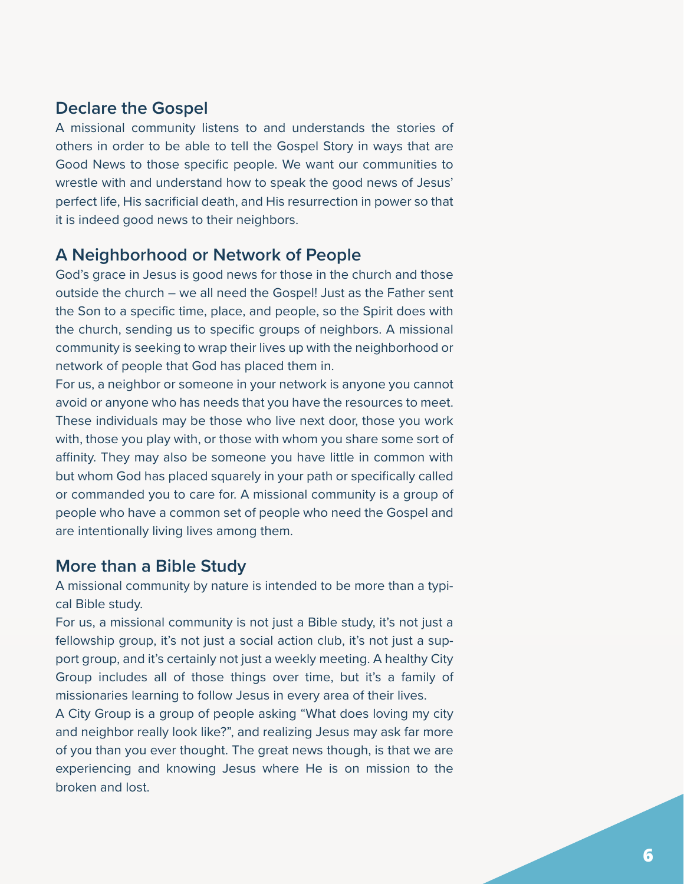## Declare the Gospel

A missional community listens to and understands the stories of others in order to be able to tell the Gospel Story in ways that are Good News to those specific people. We want our communities to wrestle with and understand how to speak the good news of Jesus' perfect life, His sacrificial death, and His resurrection in power so that it is indeed good news to their neighbors.

## A Neighborhood or Network of People

God's grace in Jesus is good news for those in the church and those outside the church – we all need the Gospel! Just as the Father sent the Son to a specific time, place, and people, so the Spirit does with the church, sending us to specific groups of neighbors. A missional community is seeking to wrap their lives up with the neighborhood or network of people that God has placed them in.

For us, a neighbor or someone in your network is anyone you cannot avoid or anyone who has needs that you have the resources to meet. These individuals may be those who live next door, those you work with, those you play with, or those with whom you share some sort of affinity. They may also be someone you have little in common with but whom God has placed squarely in your path or specifically called or commanded you to care for. A missional community is a group of people who have a common set of people who need the Gospel and are intentionally living lives among them.

## More than a Bible Study

A missional community by nature is intended to be more than a typical Bible study.

For us, a missional community is not just a Bible study, it's not just a fellowship group, it's not just a social action club, it's not just a support group, and it's certainly not just a weekly meeting. A healthy City Group includes all of those things over time, but it's a family of missionaries learning to follow Jesus in every area of their lives.

A City Group is a group of people asking "What does loving my city and neighbor really look like?", and realizing Jesus may ask far more of you than you ever thought. The great news though, is that we are experiencing and knowing Jesus where He is on mission to the broken and lost.